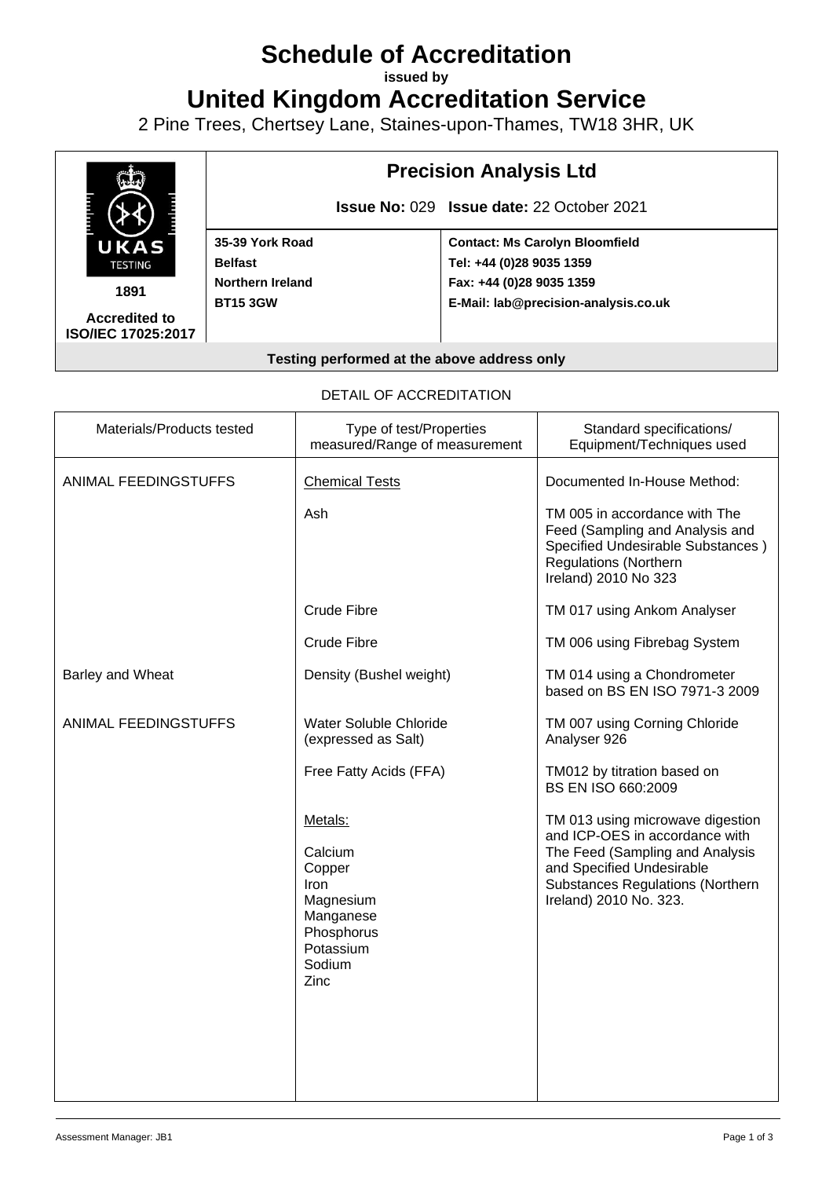# Schedule of Accreditation

**issued by**

# United Kingdom Accreditation Service

2 Pine Trees, Chertsey Lane, Staines-upon-Thames, TW18 3HR, UK

UKAS TESTING

1891

**Accredited to ISO/IEC 17025:2017**

## Precision Analysis Ltd

**Issue No:** 029 **Issue date:** 22 October 2021

| | |
|---|---|
| **35-39 York Road** | **Contact: Ms Carolyn Bloomfield** |
| **Belfast** | **Tel: +44 (0)28 9035 1359** |
| **Northern Ireland** | **Fax: +44 (0)28 9035 1359** |
| **BT15 3GW** | **E-Mail: lab@precision-analysis.co.uk** |

**Testing performed at the above address only**

DETAIL OF ACCREDITATION

| Materials/Products tested | Type of test/Properties measured/Range of measurement | Standard specifications/ Equipment/Techniques used |
|---|---|---|
| ANIMAL FEEDINGSTUFFS | Chemical Tests | Documented In-House Method: |
| | Ash | TM 005 in accordance with The Feed (Sampling and Analysis and Specified Undesirable Substances ) Regulations (Northern Ireland) 2010 No 323 |
| | Crude Fibre | TM 017 using Ankom Analyser |
| | Crude Fibre | TM 006 using Fibrebag System |
| Barley and Wheat | Density (Bushel weight) | TM 014 using a Chondrometer based on BS EN ISO 7971-3 2009 |
| ANIMAL FEEDINGSTUFFS | Water Soluble Chloride (expressed as Salt) | TM 007 using Corning Chloride Analyser 926 |
| | Free Fatty Acids (FFA) | TM012 by titration based on BS EN ISO 660:2009 |
| | Metals:<br><br>Calcium<br>Copper<br>Iron<br>Magnesium<br>Manganese<br>Phosphorus<br>Potassium<br>Sodium<br>Zinc | TM 013 using microwave digestion and ICP-OES in accordance with The Feed (Sampling and Analysis and Specified Undesirable Substances Regulations (Northern Ireland) 2010 No. 323. |

Assessment Manager: JB1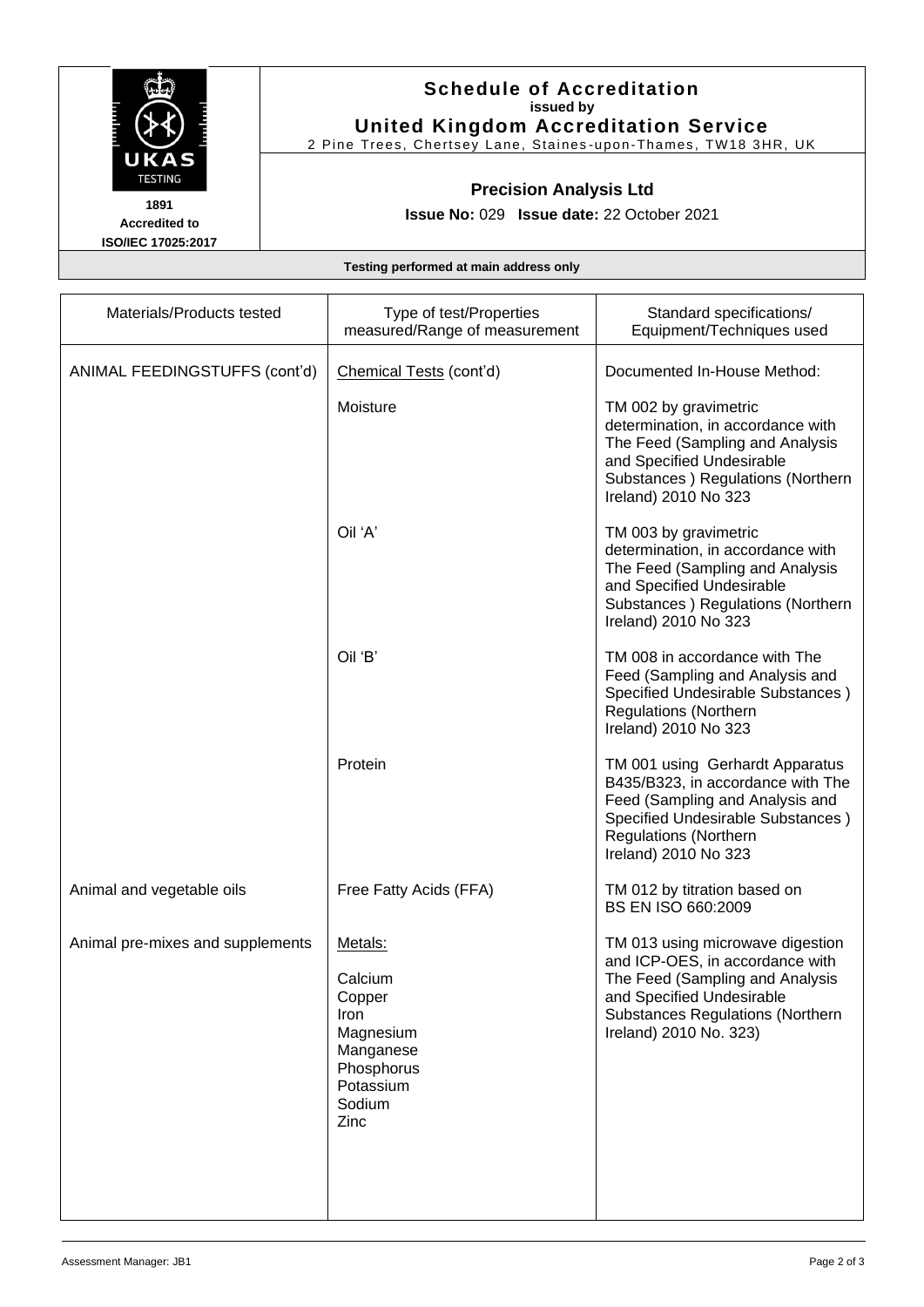# Schedule of Accreditation

**issued by**

**United Kingdom Accreditation Service**

2 Pine Trees, Chertsey Lane, Staines-upon-Thames, TW18 3HR, UK

UKAS TESTING

**1891**

**Accredited to ISO/IEC 17025:2017**

## Precision Analysis Ltd

**Issue No:** 029 **Issue date:** 22 October 2021

**Testing performed at main address only**

| Materials/Products tested | Type of test/Properties measured/Range of measurement | Standard specifications/ Equipment/Techniques used |
|---|---|---|
| ANIMAL FEEDINGSTUFFS (cont'd) | Chemical Tests (cont'd) | Documented In-House Method: |
| | Moisture | TM 002 by gravimetric determination, in accordance with The Feed (Sampling and Analysis and Specified Undesirable Substances ) Regulations (Northern Ireland) 2010 No 323 |
| | Oil 'A' | TM 003 by gravimetric determination, in accordance with The Feed (Sampling and Analysis and Specified Undesirable Substances ) Regulations (Northern Ireland) 2010 No 323 |
| | Oil 'B' | TM 008 in accordance with The Feed (Sampling and Analysis and Specified Undesirable Substances ) Regulations (Northern Ireland) 2010 No 323 |
| | Protein | TM 001 using Gerhardt Apparatus B435/B323, in accordance with The Feed (Sampling and Analysis and Specified Undesirable Substances ) Regulations (Northern Ireland) 2010 No 323 |
| Animal and vegetable oils | Free Fatty Acids (FFA) | TM 012 by titration based on BS EN ISO 660:2009 |
| Animal pre-mixes and supplements | Metals:<br><br>Calcium<br>Copper<br>Iron<br>Magnesium<br>Manganese<br>Phosphorus<br>Potassium<br>Sodium<br>Zinc | TM 013 using microwave digestion and ICP-OES, in accordance with The Feed (Sampling and Analysis and Specified Undesirable Substances Regulations (Northern Ireland) 2010 No. 323) |

Assessment Manager: JB1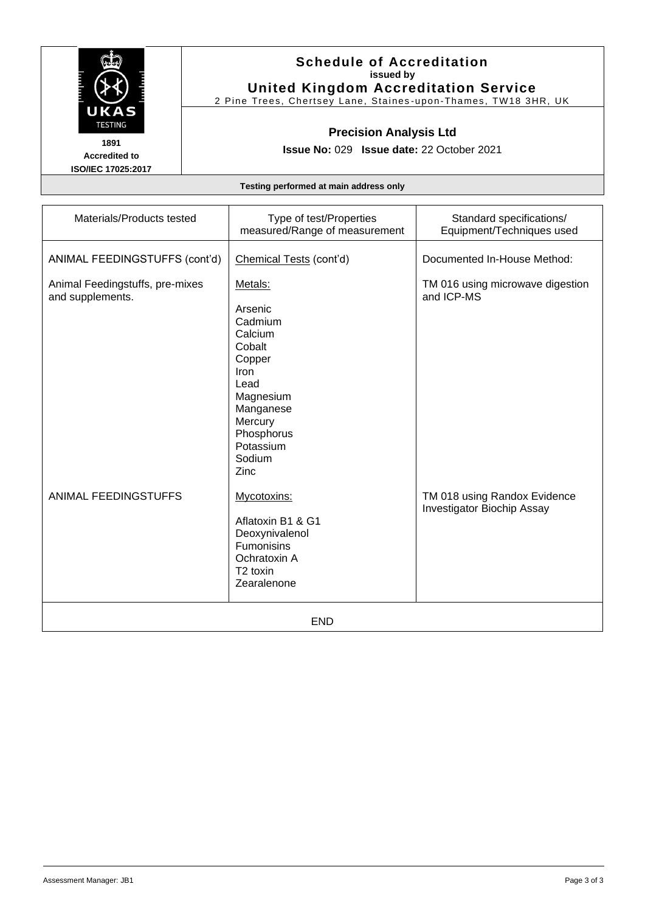**Schedule of Accreditation**
**issued by**
**United Kingdom Accreditation Service**
2 Pine Trees, Chertsey Lane, Staines-upon-Thames, TW18 3HR, UK

**1891**
**Accredited to**
**ISO/IEC 17025:2017**

**Precision Analysis Ltd**

**Issue No:** 029 **Issue date:** 22 October 2021

**Testing performed at main address only**

| Materials/Products tested | Type of test/Properties measured/Range of measurement | Standard specifications/ Equipment/Techniques used |
|---|---|---|
| ANIMAL FEEDINGSTUFFS (cont'd) | Chemical Tests (cont'd) | Documented In-House Method: |
| Animal Feedingstuffs, pre-mixes and supplements. | Metals:<br><br>Arsenic<br>Cadmium<br>Calcium<br>Cobalt<br>Copper<br>Iron<br>Lead<br>Magnesium<br>Manganese<br>Mercury<br>Phosphorus<br>Potassium<br>Sodium<br>Zinc | TM 016 using microwave digestion and ICP-MS |
| ANIMAL FEEDINGSTUFFS | Mycotoxins:<br><br>Aflatoxin B1 & G1<br>Deoxynivalenol<br>Fumonisins<br>Ochratoxin A<br>T2 toxin<br>Zearalenone | TM 018 using Randox Evidence Investigator Biochip Assay |

END

Assessment Manager: JB1